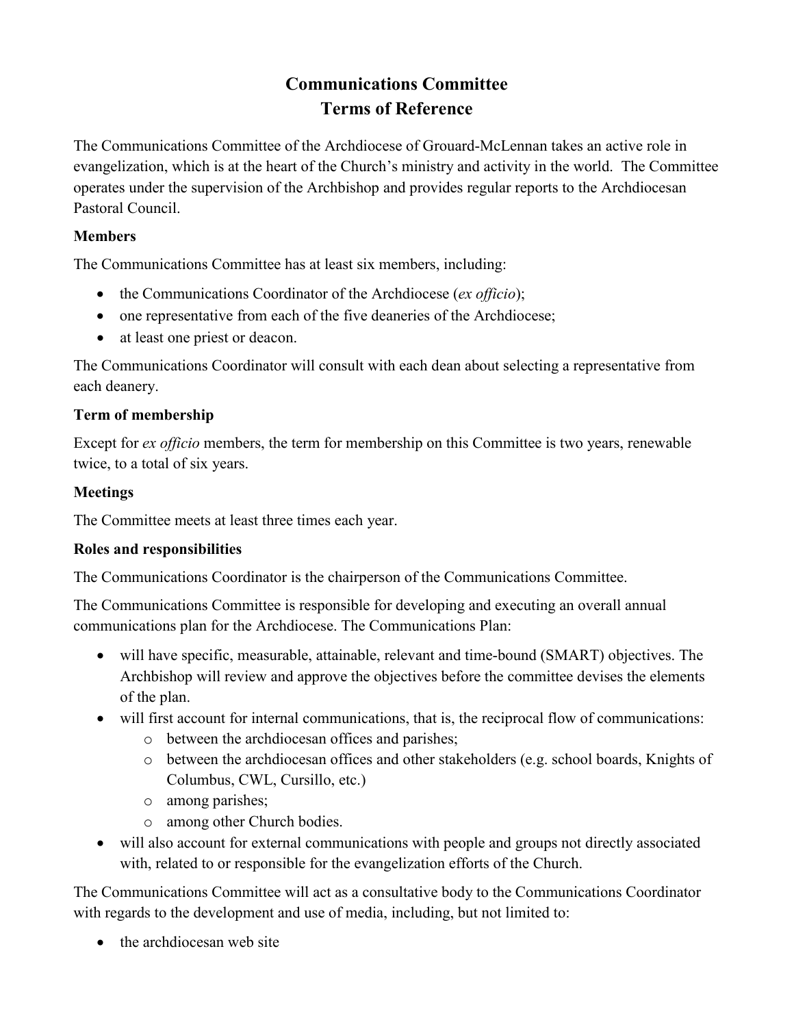# Communications Committee
# Terms of Reference

The Communications Committee of the Archdiocese of Grouard-McLennan takes an active role in evangelization, which is at the heart of the Church's ministry and activity in the world. The Committee operates under the supervision of the Archbishop and provides regular reports to the Archdiocesan Pastoral Council.

**Members**

The Communications Committee has at least six members, including:

- the Communications Coordinator of the Archdiocese (*ex officio*);
- one representative from each of the five deaneries of the Archdiocese;
- at least one priest or deacon.

The Communications Coordinator will consult with each dean about selecting a representative from each deanery.

**Term of membership**

Except for *ex officio* members, the term for membership on this Committee is two years, renewable twice, to a total of six years.

**Meetings**

The Committee meets at least three times each year.

**Roles and responsibilities**

The Communications Coordinator is the chairperson of the Communications Committee.

The Communications Committee is responsible for developing and executing an overall annual communications plan for the Archdiocese. The Communications Plan:

- will have specific, measurable, attainable, relevant and time-bound (SMART) objectives. The Archbishop will review and approve the objectives before the committee devises the elements of the plan.
- will first account for internal communications, that is, the reciprocal flow of communications:
  - between the archdiocesan offices and parishes;
  - between the archdiocesan offices and other stakeholders (e.g. school boards, Knights of Columbus, CWL, Cursillo, etc.)
  - among parishes;
  - among other Church bodies.
- will also account for external communications with people and groups not directly associated with, related to or responsible for the evangelization efforts of the Church.

The Communications Committee will act as a consultative body to the Communications Coordinator with regards to the development and use of media, including, but not limited to:

- the archdiocesan web site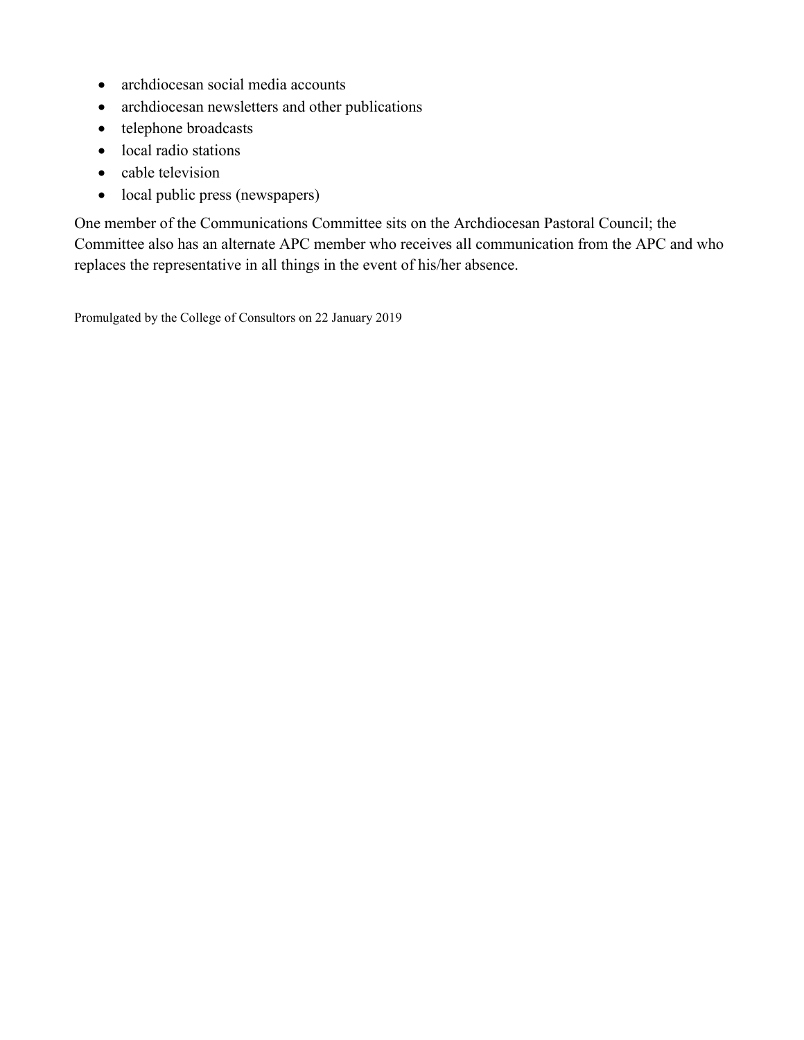- archdiocesan social media accounts
- archdiocesan newsletters and other publications
- telephone broadcasts
- local radio stations
- cable television
- local public press (newspapers)

One member of the Communications Committee sits on the Archdiocesan Pastoral Council; the Committee also has an alternate APC member who receives all communication from the APC and who replaces the representative in all things in the event of his/her absence.

Promulgated by the College of Consultors on 22 January 2019